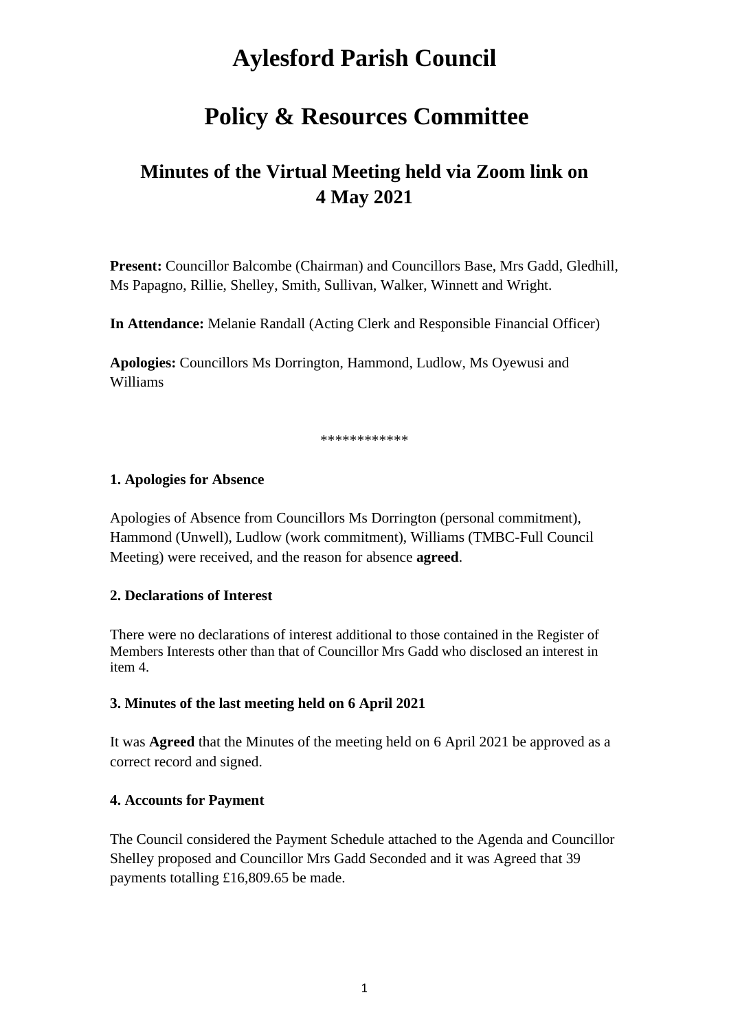# Aylesford Parish Council

# Policy & Resources Committee

## Minutes of the Virtual Meeting held via Zoom link on 4 May 2021

**Present:** Councillor Balcombe (Chairman) and Councillors Base, Mrs Gadd, Gledhill, Ms Papagno, Rillie, Shelley, Smith, Sullivan, Walker, Winnett and Wright.

**In Attendance:** Melanie Randall (Acting Clerk and Responsible Financial Officer)

**Apologies:** Councillors Ms Dorrington, Hammond, Ludlow, Ms Oyewusi and Williams

************

### 1. Apologies for Absence

Apologies of Absence from Councillors Ms Dorrington (personal commitment), Hammond (Unwell), Ludlow (work commitment), Williams (TMBC-Full Council Meeting) were received, and the reason for absence **agreed**.

### 2. Declarations of Interest

There were no declarations of interest additional to those contained in the Register of Members Interests other than that of Councillor Mrs Gadd who disclosed an interest in item 4.

### 3. Minutes of the last meeting held on 6 April 2021

It was **Agreed** that the Minutes of the meeting held on 6 April 2021 be approved as a correct record and signed.

### 4. Accounts for Payment

The Council considered the Payment Schedule attached to the Agenda and Councillor Shelley proposed and Councillor Mrs Gadd Seconded and it was Agreed that 39 payments totalling £16,809.65 be made.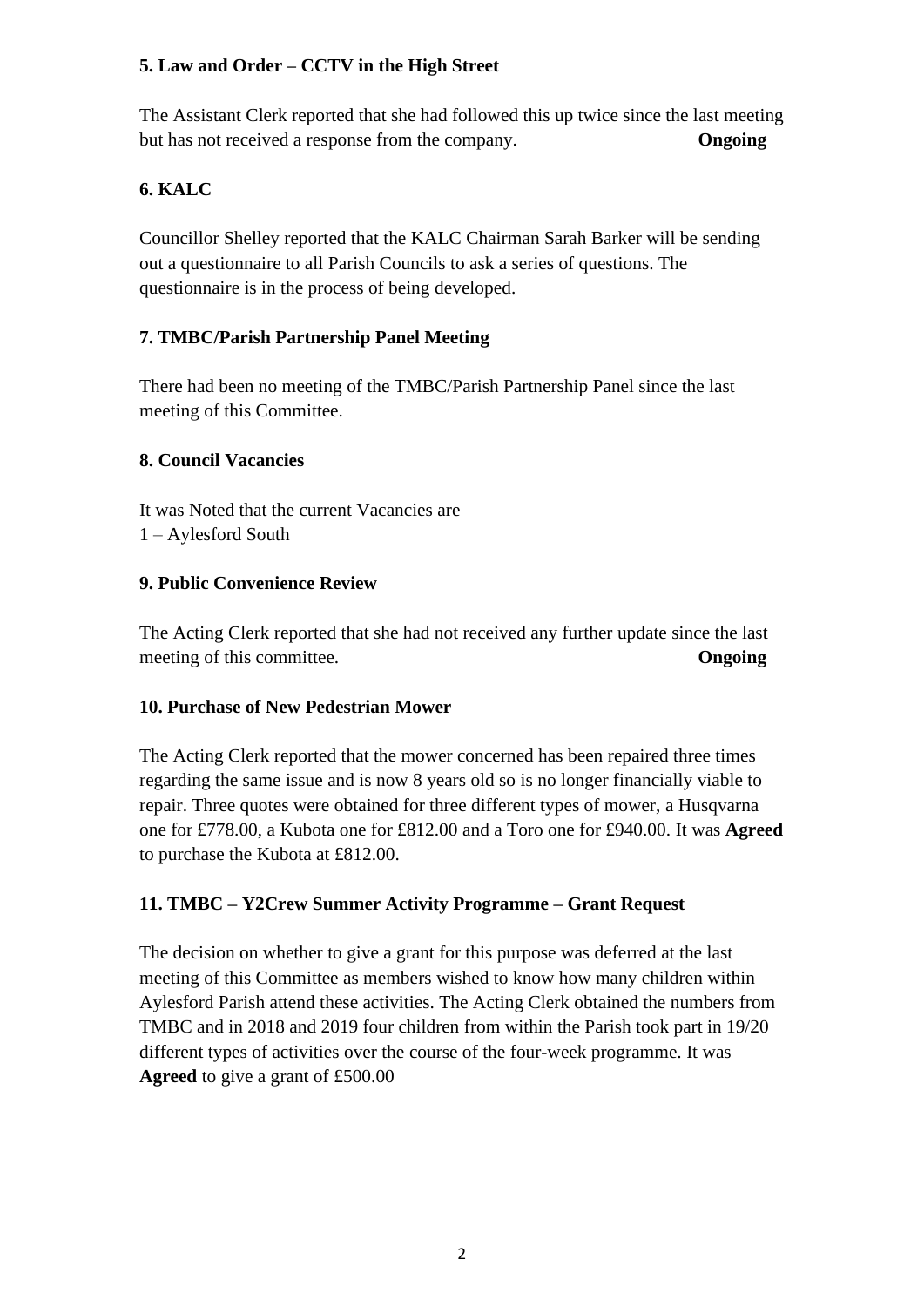**5. Law and Order – CCTV in the High Street**

The Assistant Clerk reported that she had followed this up twice since the last meeting but has not received a response from the company. **Ongoing**

**6. KALC**

Councillor Shelley reported that the KALC Chairman Sarah Barker will be sending out a questionnaire to all Parish Councils to ask a series of questions. The questionnaire is in the process of being developed.

**7. TMBC/Parish Partnership Panel Meeting**

There had been no meeting of the TMBC/Parish Partnership Panel since the last meeting of this Committee.

**8. Council Vacancies**

It was Noted that the current Vacancies are
1 – Aylesford South

**9. Public Convenience Review**

The Acting Clerk reported that she had not received any further update since the last meeting of this committee. **Ongoing**

**10. Purchase of New Pedestrian Mower**

The Acting Clerk reported that the mower concerned has been repaired three times regarding the same issue and is now 8 years old so is no longer financially viable to repair. Three quotes were obtained for three different types of mower, a Husqvarna one for £778.00, a Kubota one for £812.00 and a Toro one for £940.00. It was **Agreed** to purchase the Kubota at £812.00.

**11. TMBC – Y2Crew Summer Activity Programme – Grant Request**

The decision on whether to give a grant for this purpose was deferred at the last meeting of this Committee as members wished to know how many children within Aylesford Parish attend these activities. The Acting Clerk obtained the numbers from TMBC and in 2018 and 2019 four children from within the Parish took part in 19/20 different types of activities over the course of the four-week programme. It was **Agreed** to give a grant of £500.00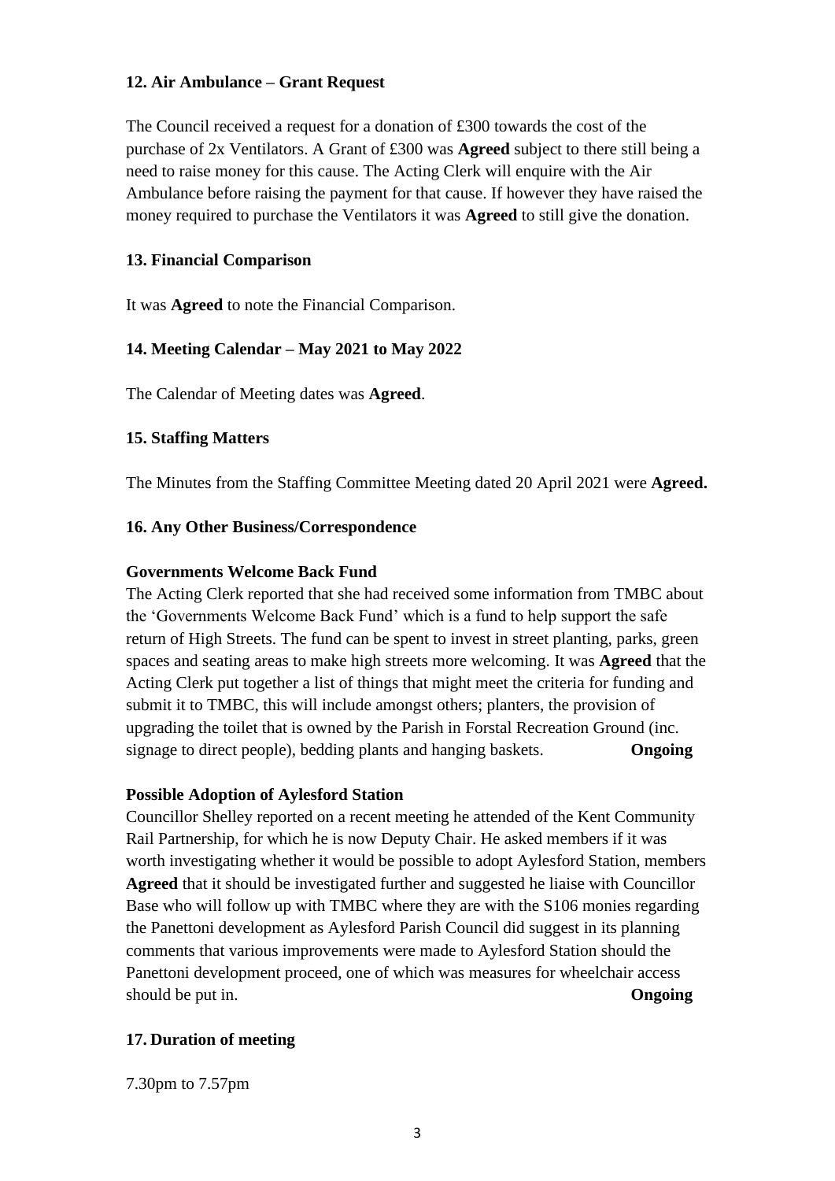**12. Air Ambulance – Grant Request**

The Council received a request for a donation of £300 towards the cost of the purchase of 2x Ventilators. A Grant of £300 was **Agreed** subject to there still being a need to raise money for this cause. The Acting Clerk will enquire with the Air Ambulance before raising the payment for that cause. If however they have raised the money required to purchase the Ventilators it was **Agreed** to still give the donation.

**13. Financial Comparison**

It was **Agreed** to note the Financial Comparison.

**14. Meeting Calendar – May 2021 to May 2022**

The Calendar of Meeting dates was **Agreed**.

**15. Staffing Matters**

The Minutes from the Staffing Committee Meeting dated 20 April 2021 were **Agreed.**

**16. Any Other Business/Correspondence**

**Governments Welcome Back Fund**

The Acting Clerk reported that she had received some information from TMBC about the 'Governments Welcome Back Fund' which is a fund to help support the safe return of High Streets. The fund can be spent to invest in street planting, parks, green spaces and seating areas to make high streets more welcoming. It was **Agreed** that the Acting Clerk put together a list of things that might meet the criteria for funding and submit it to TMBC, this will include amongst others; planters, the provision of upgrading the toilet that is owned by the Parish in Forstal Recreation Ground (inc. signage to direct people), bedding plants and hanging baskets. **Ongoing**

**Possible Adoption of Aylesford Station**

Councillor Shelley reported on a recent meeting he attended of the Kent Community Rail Partnership, for which he is now Deputy Chair. He asked members if it was worth investigating whether it would be possible to adopt Aylesford Station, members **Agreed** that it should be investigated further and suggested he liaise with Councillor Base who will follow up with TMBC where they are with the S106 monies regarding the Panettoni development as Aylesford Parish Council did suggest in its planning comments that various improvements were made to Aylesford Station should the Panettoni development proceed, one of which was measures for wheelchair access should be put in. **Ongoing**

**17. Duration of meeting**

7.30pm to 7.57pm